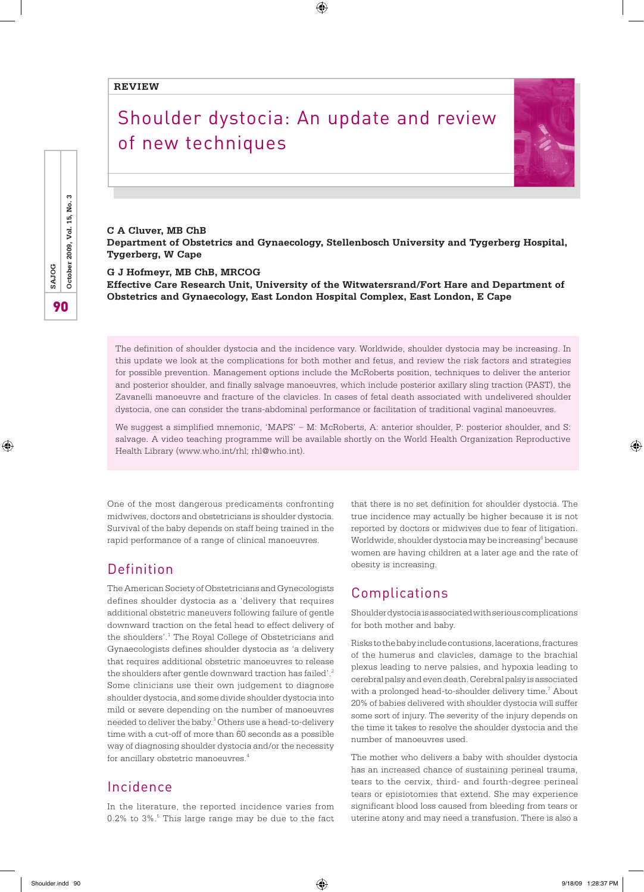REVIEW

# Shoulder dystocia: An update and review of new techniques

**C A Cluver, MB ChB**
**Department of Obstetrics and Gynaecology, Stellenbosch University and Tygerberg Hospital, Tygerberg, W Cape**

**G J Hofmeyr, MB ChB, MRCOG**
**Effective Care Research Unit, University of the Witwatersrand/Fort Hare and Department of Obstetrics and Gynaecology, East London Hospital Complex, East London, E Cape**

The definition of shoulder dystocia and the incidence vary. Worldwide, shoulder dystocia may be increasing. In this update we look at the complications for both mother and fetus, and review the risk factors and strategies for possible prevention. Management options include the McRoberts position, techniques to deliver the anterior and posterior shoulder, and finally salvage manoeuvres, which include posterior axillary sling traction (PAST), the Zavanelli manoeuvre and fracture of the clavicles. In cases of fetal death associated with undelivered shoulder dystocia, one can consider the trans-abdominal performance or facilitation of traditional vaginal manoeuvres.

We suggest a simplified mnemonic, 'MAPS' – M: McRoberts, A: anterior shoulder, P: posterior shoulder, and S: salvage. A video teaching programme will be available shortly on the World Health Organization Reproductive Health Library (www.who.int/rhl; rhl@who.int).

One of the most dangerous predicaments confronting midwives, doctors and obstetricians is shoulder dystocia. Survival of the baby depends on staff being trained in the rapid performance of a range of clinical manoeuvres.

## Definition

The American Society of Obstetricians and Gynecologists defines shoulder dystocia as a 'delivery that requires additional obstetric maneuvers following failure of gentle downward traction on the fetal head to effect delivery of the shoulders'.[1] The Royal College of Obstetricians and Gynaecologists defines shoulder dystocia as 'a delivery that requires additional obstetric manoeuvres to release the shoulders after gentle downward traction has failed'.[2] Some clinicians use their own judgement to diagnose shoulder dystocia, and some divide shoulder dystocia into mild or severe depending on the number of manoeuvres needed to deliver the baby.[3] Others use a head-to-delivery time with a cut-off of more than 60 seconds as a possible way of diagnosing shoulder dystocia and/or the necessity for ancillary obstetric manoeuvres.[4]

## Incidence

In the literature, the reported incidence varies from 0.2% to 3%.[5] This large range may be due to the fact that there is no set definition for shoulder dystocia. The true incidence may actually be higher because it is not reported by doctors or midwives due to fear of litigation. Worldwide, shoulder dystocia may be increasing[6] because women are having children at a later age and the rate of obesity is increasing.

## Complications

Shoulder dystocia is associated with serious complications for both mother and baby.

Risks to the baby include contusions, lacerations, fractures of the humerus and clavicles, damage to the brachial plexus leading to nerve palsies, and hypoxia leading to cerebral palsy and even death. Cerebral palsy is associated with a prolonged head-to-shoulder delivery time.[7] About 20% of babies delivered with shoulder dystocia will suffer some sort of injury. The severity of the injury depends on the time it takes to resolve the shoulder dystocia and the number of manoeuvres used.

The mother who delivers a baby with shoulder dystocia has an increased chance of sustaining perineal trauma, tears to the cervix, third- and fourth-degree perineal tears or episiotomies that extend. She may experience significant blood loss caused from bleeding from tears or uterine atony and may need a transfusion. There is also a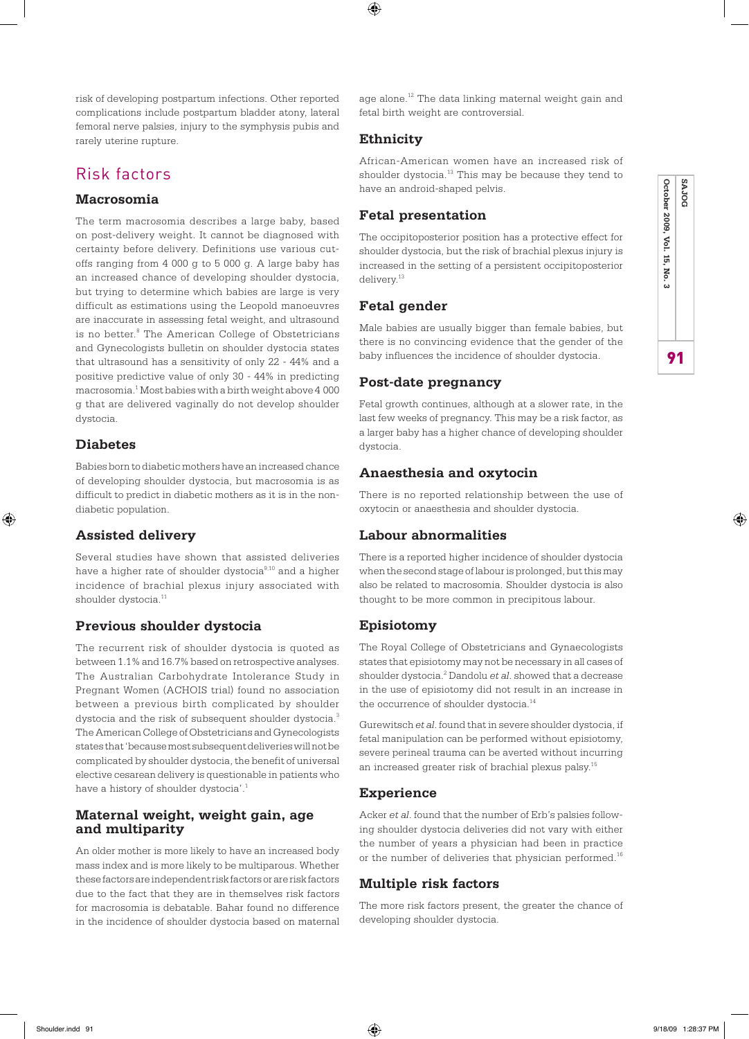risk of developing postpartum infections. Other reported complications include postpartum bladder atony, lateral femoral nerve palsies, injury to the symphysis pubis and rarely uterine rupture.

## Risk factors

### Macrosomia

The term macrosomia describes a large baby, based on post-delivery weight. It cannot be diagnosed with certainty before delivery. Definitions use various cut-offs ranging from 4 000 g to 5 000 g. A large baby has an increased chance of developing shoulder dystocia, but trying to determine which babies are large is very difficult as estimations using the Leopold manoeuvres are inaccurate in assessing fetal weight, and ultrasound is no better.[8] The American College of Obstetricians and Gynecologists bulletin on shoulder dystocia states that ultrasound has a sensitivity of only 22 - 44% and a positive predictive value of only 30 - 44% in predicting macrosomia.[1] Most babies with a birth weight above 4 000 g that are delivered vaginally do not develop shoulder dystocia.

### Diabetes

Babies born to diabetic mothers have an increased chance of developing shoulder dystocia, but macrosomia is as difficult to predict in diabetic mothers as it is in the non-diabetic population.

### Assisted delivery

Several studies have shown that assisted deliveries have a higher rate of shoulder dystocia[9,10] and a higher incidence of brachial plexus injury associated with shoulder dystocia.[11]

### Previous shoulder dystocia

The recurrent risk of shoulder dystocia is quoted as between 1.1% and 16.7% based on retrospective analyses. The Australian Carbohydrate Intolerance Study in Pregnant Women (ACHOIS trial) found no association between a previous birth complicated by shoulder dystocia and the risk of subsequent shoulder dystocia.[3] The American College of Obstetricians and Gynecologists states that 'because most subsequent deliveries will not be complicated by shoulder dystocia, the benefit of universal elective cesarean delivery is questionable in patients who have a history of shoulder dystocia'.[1]

### Maternal weight, weight gain, age and multiparity

An older mother is more likely to have an increased body mass index and is more likely to be multiparous. Whether these factors are independent risk factors or are risk factors due to the fact that they are in themselves risk factors for macrosomia is debatable. Bahar found no difference in the incidence of shoulder dystocia based on maternal age alone.[12] The data linking maternal weight gain and fetal birth weight are controversial.

### Ethnicity

African-American women have an increased risk of shoulder dystocia.[13] This may be because they tend to have an android-shaped pelvis.

### Fetal presentation

The occipitoposterior position has a protective effect for shoulder dystocia, but the risk of brachial plexus injury is increased in the setting of a persistent occipitoposterior delivery.[13]

### Fetal gender

Male babies are usually bigger than female babies, but there is no convincing evidence that the gender of the baby influences the incidence of shoulder dystocia.

### Post-date pregnancy

Fetal growth continues, although at a slower rate, in the last few weeks of pregnancy. This may be a risk factor, as a larger baby has a higher chance of developing shoulder dystocia.

### Anaesthesia and oxytocin

There is no reported relationship between the use of oxytocin or anaesthesia and shoulder dystocia.

### Labour abnormalities

There is a reported higher incidence of shoulder dystocia when the second stage of labour is prolonged, but this may also be related to macrosomia. Shoulder dystocia is also thought to be more common in precipitous labour.

### Episiotomy

The Royal College of Obstetricians and Gynaecologists states that episiotomy may not be necessary in all cases of shoulder dystocia.[2] Dandolu *et al*. showed that a decrease in the use of episiotomy did not result in an increase in the occurrence of shoulder dystocia.[14]

Gurewitsch *et al*. found that in severe shoulder dystocia, if fetal manipulation can be performed without episiotomy, severe perineal trauma can be averted without incurring an increased greater risk of brachial plexus palsy.[15]

### Experience

Acker *et al*. found that the number of Erb's palsies following shoulder dystocia deliveries did not vary with either the number of years a physician had been in practice or the number of deliveries that physician performed.[16]

### Multiple risk factors

The more risk factors present, the greater the chance of developing shoulder dystocia.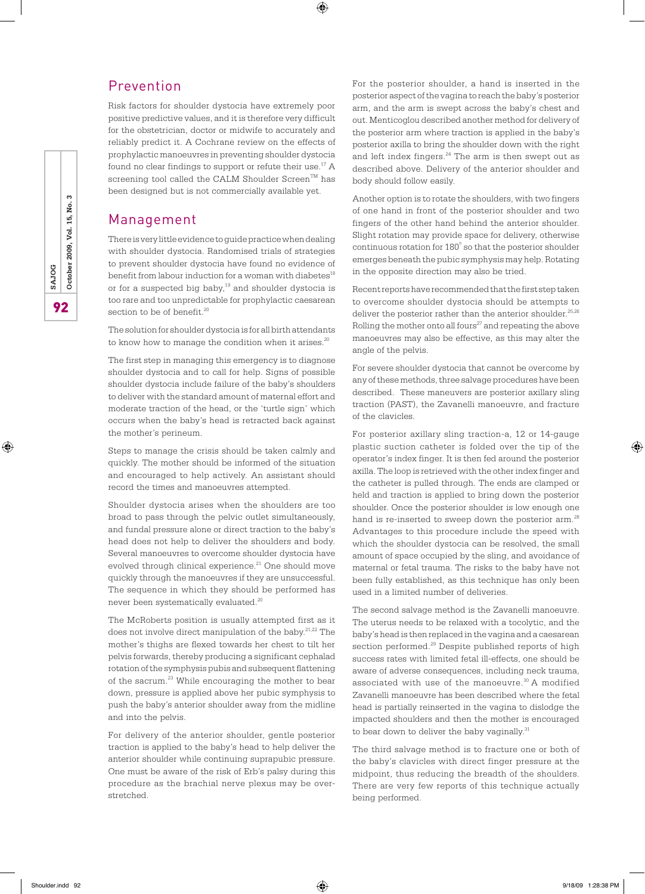## Prevention

Risk factors for shoulder dystocia have extremely poor positive predictive values, and it is therefore very difficult for the obstetrician, doctor or midwife to accurately and reliably predict it. A Cochrane review on the effects of prophylactic manoeuvres in preventing shoulder dystocia found no clear findings to support or refute their use.[17] A screening tool called the CALM Shoulder Screen™ has been designed but is not commercially available yet.

## Management

There is very little evidence to guide practice when dealing with shoulder dystocia. Randomised trials of strategies to prevent shoulder dystocia have found no evidence of benefit from labour induction for a woman with diabetes[18] or for a suspected big baby,[19] and shoulder dystocia is too rare and too unpredictable for prophylactic caesarean section to be of benefit.[20]

The solution for shoulder dystocia is for all birth attendants to know how to manage the condition when it arises.[20]

The first step in managing this emergency is to diagnose shoulder dystocia and to call for help. Signs of possible shoulder dystocia include failure of the baby's shoulders to deliver with the standard amount of maternal effort and moderate traction of the head, or the 'turtle sign' which occurs when the baby's head is retracted back against the mother's perineum.

Steps to manage the crisis should be taken calmly and quickly. The mother should be informed of the situation and encouraged to help actively. An assistant should record the times and manoeuvres attempted.

Shoulder dystocia arises when the shoulders are too broad to pass through the pelvic outlet simultaneously, and fundal pressure alone or direct traction to the baby's head does not help to deliver the shoulders and body. Several manoeuvres to overcome shoulder dystocia have evolved through clinical experience.[21] One should move quickly through the manoeuvres if they are unsuccessful. The sequence in which they should be performed has never been systematically evaluated.[20]

The McRoberts position is usually attempted first as it does not involve direct manipulation of the baby.[21,22] The mother's thighs are flexed towards her chest to tilt her pelvis forwards, thereby producing a significant cephalad rotation of the symphysis pubis and subsequent flattening of the sacrum.[23] While encouraging the mother to bear down, pressure is applied above her pubic symphysis to push the baby's anterior shoulder away from the midline and into the pelvis.

For delivery of the anterior shoulder, gentle posterior traction is applied to the baby's head to help deliver the anterior shoulder while continuing suprapubic pressure. One must be aware of the risk of Erb's palsy during this procedure as the brachial nerve plexus may be over-stretched.

For the posterior shoulder, a hand is inserted in the posterior aspect of the vagina to reach the baby's posterior arm, and the arm is swept across the baby's chest and out. Menticoglou described another method for delivery of the posterior arm where traction is applied in the baby's posterior axilla to bring the shoulder down with the right and left index fingers.[24] The arm is then swept out as described above. Delivery of the anterior shoulder and body should follow easily.

Another option is to rotate the shoulders, with two fingers of one hand in front of the posterior shoulder and two fingers of the other hand behind the anterior shoulder. Slight rotation may provide space for delivery, otherwise continuous rotation for 180° so that the posterior shoulder emerges beneath the pubic symphysis may help. Rotating in the opposite direction may also be tried.

Recent reports have recommended that the first step taken to overcome shoulder dystocia should be attempts to deliver the posterior rather than the anterior shoulder.[25,26] Rolling the mother onto all fours[27] and repeating the above manoeuvres may also be effective, as this may alter the angle of the pelvis.

For severe shoulder dystocia that cannot be overcome by any of these methods, three salvage procedures have been described. These maneuvers are posterior axillary sling traction (PAST), the Zavanelli manoeuvre, and fracture of the clavicles.

For posterior axillary sling traction-a, 12 or 14-gauge plastic suction catheter is folded over the tip of the operator's index finger. It is then fed around the posterior axilla. The loop is retrieved with the other index finger and the catheter is pulled through. The ends are clamped or held and traction is applied to bring down the posterior shoulder. Once the posterior shoulder is low enough one hand is re-inserted to sweep down the posterior arm.[28] Advantages to this procedure include the speed with which the shoulder dystocia can be resolved, the small amount of space occupied by the sling, and avoidance of maternal or fetal trauma. The risks to the baby have not been fully established, as this technique has only been used in a limited number of deliveries.

The second salvage method is the Zavanelli manoeuvre. The uterus needs to be relaxed with a tocolytic, and the baby's head is then replaced in the vagina and a caesarean section performed.[29] Despite published reports of high success rates with limited fetal ill-effects, one should be aware of adverse consequences, including neck trauma, associated with use of the manoeuvre.[30] A modified Zavanelli manoeuvre has been described where the fetal head is partially reinserted in the vagina to dislodge the impacted shoulders and then the mother is encouraged to bear down to deliver the baby vaginally.[31]

The third salvage method is to fracture one or both of the baby's clavicles with direct finger pressure at the midpoint, thus reducing the breadth of the shoulders. There are very few reports of this technique actually being performed.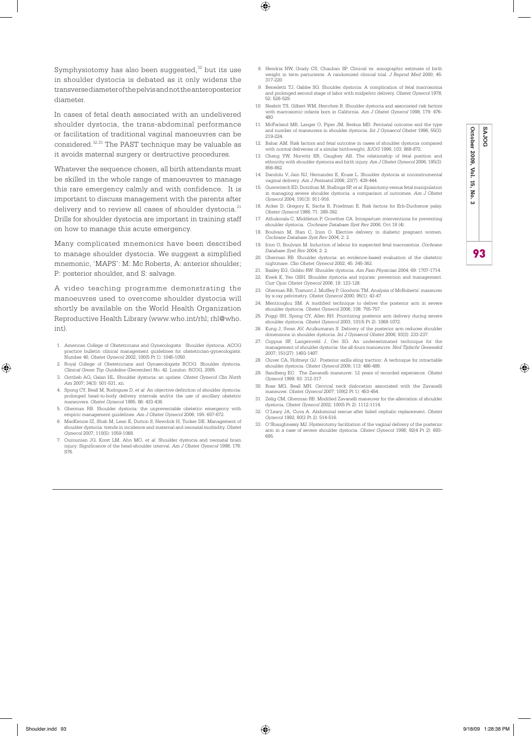Symphysiotomy has also been suggested,[32] but its use in shoulder dystocia is debated as it only widens the transverse diameter of the pelvis and not the anteroposterior diameter.

In cases of fetal death associated with an undelivered shoulder dystocia, the trans-abdominal performance or facilitation of traditional vaginal manoeuvres can be considered.[32,33] The PAST technique may be valuable as it avoids maternal surgery or destructive procedures.

Whatever the sequence chosen, all birth attendants must be skilled in the whole range of manoeuvres to manage this rare emergency calmly and with confidence. It is important to discuss management with the parents after delivery and to review all cases of shoulder dystocia.[21] Drills for shoulder dystocia are important in training staff on how to manage this acute emergency.

Many complicated mnemonics have been described to manage shoulder dystocia. We suggest a simplified mnemonic, 'MAPS': M: Mc Roberts, A: anterior shoulder; P: posterior shoulder, and S: salvage.

A video teaching programme demonstrating the manoeuvres used to overcome shoulder dystocia will shortly be available on the World Health Organization Reproductive Health Library (www.who.int/rhl; rhl@who.int).

1. American College of Obstetricians and Gynecologists: Shoulder dystocia. ACOG practice bulletin clinical management guidelines for obstetrician-gynecologists. Number 40, *Obstet Gynecol* 2002; 100(5 Pt 1): 1045-1050.
2. Royal College of Obstetricians and Gynaecologists RCOG. Shoulder dystocia. *Clinical Green Top Guideline* (December) No. 42. London: RCOG, 2005.
3. Gottlieb AG, Galan HL. Shoulder dystocia: an update. *Obstet Gynecol Clin North Am* 2007; 34(3): 501-531, xii.
4. Spong CY, Beall M, Rodrigues D, *et al*. An objective definition of shoulder dystocia: prolonged head-to-body delivery intervals and/or the use of ancillary obstetric maneuvers. *Obstet Gynecol* 1995; 86: 433-436.
5. Gherman RB. Shoulder dystocia: the unpreventable obstetric emergency with empiric management guidelines. *Am J Obstet Gynecol* 2006; 195: 657-672.
6. MacKenzie IZ, Shah M, Lean K, Dutton S, Newdick H, Tucker DE. Management of shoulder dystocia: trends in incidence and maternal and neonatal morbidity. *Obstet Gynecol* 2007; 110(5): 1059-1068.
7. Ouzounian JG, Korst LM, Ahn MO, *et al*. Shoulder dystocia and neonatal brain injury: Significance of the head-shoulder interval. *Am J Obstet Gynecol* 1998; 178: S76.
8. Hendrix NW, Grady CS, Chauhan SP. Clinical vs. sonographic estimate of birth weight in term parturients. A randomized clinical trial. *J Reprod Med* 2000; 45: 317-220.
9. Benedetti TJ, Gabbe SG. Shoulder dystocia: A complication of fetal macrosomia and prolonged second stage of labor with midpelvic delivery. *Obstet Gynecol* 1978; 52: 526-529.
10. Nesbitt TS, Gilbert WM, Herrchen B. Shoulder dystocia and associated risk factors with macrosomic infants born in California. *Am J Obstet Gynecol* 1998; 179: 476-480
11. McFarland MB, Langer O, Piper JM, Berkus MD. Perinatal outcome and the type and number of maneuvers in shoulder dystocia. *Int J Gynaecol Obstet* 1996; 55(3): 219-224.
12. Bahar AM. Risk factors and fetal outcome in cases of shoulder dystocia compared with normal deliveries of a similar birthweight. *BJOG* 1996; 103: 868-872.
13. Cheng YW, Norwitz ER, Caughey AB. The relationship of fetal position and ethnicity with shoulder dystocia and birth injury. *Am J Obstet Gynecol* 2006; 195(3): 856-862.
14. Dandolu V, Jain NJ, Hernandez E, Kruse L. Shoulder dystocia at noninstrumental vaginal delivery. *Am J Perinatol* 2006; 23(7): 439-444.
15. Gurewitsch ED, Donithan M, Stallings SP, *et al*. Episiotomy versus fetal manipulation in managing severe shoulder dystocia: a comparison of outcomes. *Am J Obstet Gynecol* 2004; 191(3): 911-916.
16. Acker D, Gregory K, Sachs B, Friedman E. Risk factors for Erb-Duchenne palsy. *Obstet Gynecol* 1988; 71: 389-392.
17. Athukorala C, Middleton P, Crowther CA. Intrapartum interventions for preventing shoulder dystocia. *Cochrane Database Syst Rev* 2006; Oct 18 (4).
18. Boulvain M, Stan C, Irion O. Elective delivery in diabetic pregnant women. *Cochrane Database Syst Rev* 2004; 2: 2.
19. Irion O, Boulvain M. Induction of labour for suspected fetal macrosomia. *Cochrane Database Syst Rev* 2004; 2: 2.
20. Gherman RB. Shoulder dystocia: an evidence-based evaluation of the obstetric nightmare. *Clin Obstet Gynecol* 2002; 45: 345-362.
21. Baxley EG, Gobbo RW. Shoulder dystocia. *Am Fam Physician* 2004; 69: 1707-1714.
22. Kwek K, Yeo GSH. Shoulder dystocia and injuries: prevention and management. *Curr Opin Obstet Gynecol* 2006; 18: 123-128.
23. Gherman RB, Tramont J, Muffley P, Goodwin TM. Analysis of McRoberts' maneuver by x-ray pelvimetry. *Obstet Gynecol* 2000; 95(1): 43-47.
24. Menticoglou SM. A modified technique to deliver the posterior arm in severe shoulder dystocia. *Obstet Gynecol* 2006; 108: 755-757.
25. Poggi SH, Spong CY, Allen RH. Prioritizing posterior arm delivery during severe shoulder dystocia. *Obstet Gynecol* 2003; 101(5 Pt 2): 1068-1072.
26. Kung J, Swan AV, Arulkumaran S. Delivery of the posterior arm reduces shoulder dimensions in shoulder dystocia. *Int J Gynaecol Obstet* 2006; 93(3): 233-237.
27. Coppus SF, Langenveld J, Oei SG. An underestimated technique for the management of shoulder dystocia: the all-fours manoeuvre. *Ned Tijdschr Geneeskd* 2007; 151(27): 1493-1497.
28. Cluver CA, Hofmeyr GJ. Posterior axilla sling traction: A technique for intractable shoulder dystocia. *Obstet Gynecol* 2009; 113: 486-488.
29. Sandberg EC. The Zavanelli maneuver: 12 years of recorded experience. *Obstet Gynecol* 1999; 93: 312-317.
30. Ross MG, Beall MH. Cervical neck dislocation associated with the Zavanelli maneuver. *Obstet Gynecol* 2007; 109(2 Pt 1): 453-454.
31. Zelig CM, Gherman RB. Modified Zavanelli maneuver for the alleviation of shoulder dystocia. *Obstet Gynecol* 2002; 100(5 Pt 2): 1112-1114.
32. O'Leary JA, Cuva A. Abdominal rescue after failed cephalic replacement. *Obstet Gynecol* 1992; 80(3 Pt 2): 514-516.
33. O'Shaughnessy MJ. Hysterotomy facilitation of the vaginal delivery of the posterior arm in a case of severe shoulder dystocia. *Obstet Gynecol* 1998; 92(4 Pt 2): 693-695.